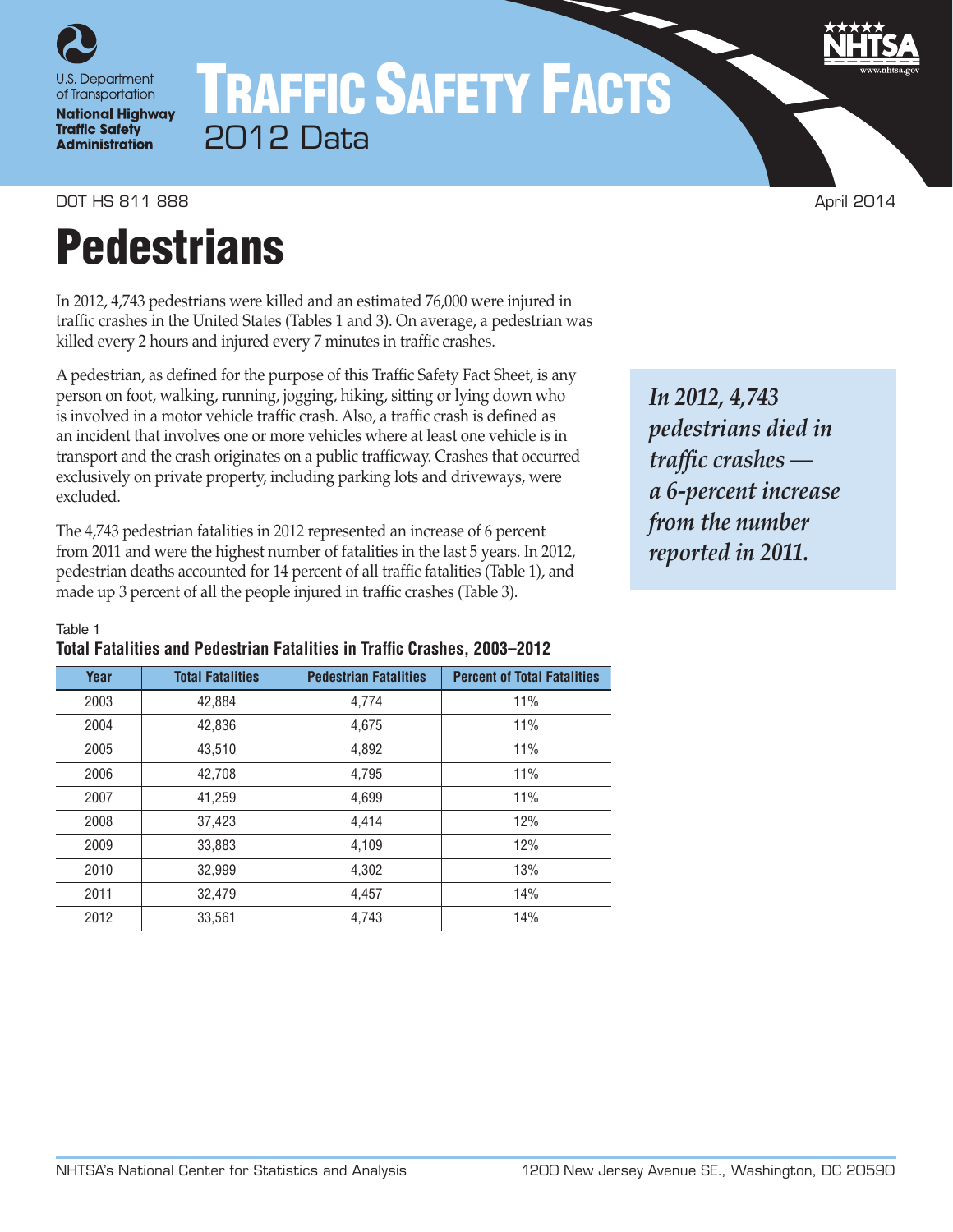U.S. Department of Transportation
**National Highway Traffic Safety Administration**

# Traffic Safety Facts
2012 Data

DOT HS 811 888 April 2014

# Pedestrians

In 2012, 4,743 pedestrians were killed and an estimated 76,000 were injured in traffic crashes in the United States (Tables 1 and 3). On average, a pedestrian was killed every 2 hours and injured every 7 minutes in traffic crashes.

A pedestrian, as defined for the purpose of this Traffic Safety Fact Sheet, is any person on foot, walking, running, jogging, hiking, sitting or lying down who is involved in a motor vehicle traffic crash. Also, a traffic crash is defined as an incident that involves one or more vehicles where at least one vehicle is in transport and the crash originates on a public trafficway. Crashes that occurred exclusively on private property, including parking lots and driveways, were excluded.

The 4,743 pedestrian fatalities in 2012 represented an increase of 6 percent from 2011 and were the highest number of fatalities in the last 5 years. In 2012, pedestrian deaths accounted for 14 percent of all traffic fatalities (Table 1), and made up 3 percent of all the people injured in traffic crashes (Table 3).

***In 2012, 4,743 pedestrians died in traffic crashes — a 6-percent increase from the number reported in 2011.***

Table 1
**Total Fatalities and Pedestrian Fatalities in Traffic Crashes, 2003–2012**

| Year | Total Fatalities | Pedestrian Fatalities | Percent of Total Fatalities |
|---|---|---|---|
| 2003 | 42,884 | 4,774 | 11% |
| 2004 | 42,836 | 4,675 | 11% |
| 2005 | 43,510 | 4,892 | 11% |
| 2006 | 42,708 | 4,795 | 11% |
| 2007 | 41,259 | 4,699 | 11% |
| 2008 | 37,423 | 4,414 | 12% |
| 2009 | 33,883 | 4,109 | 12% |
| 2010 | 32,999 | 4,302 | 13% |
| 2011 | 32,479 | 4,457 | 14% |
| 2012 | 33,561 | 4,743 | 14% |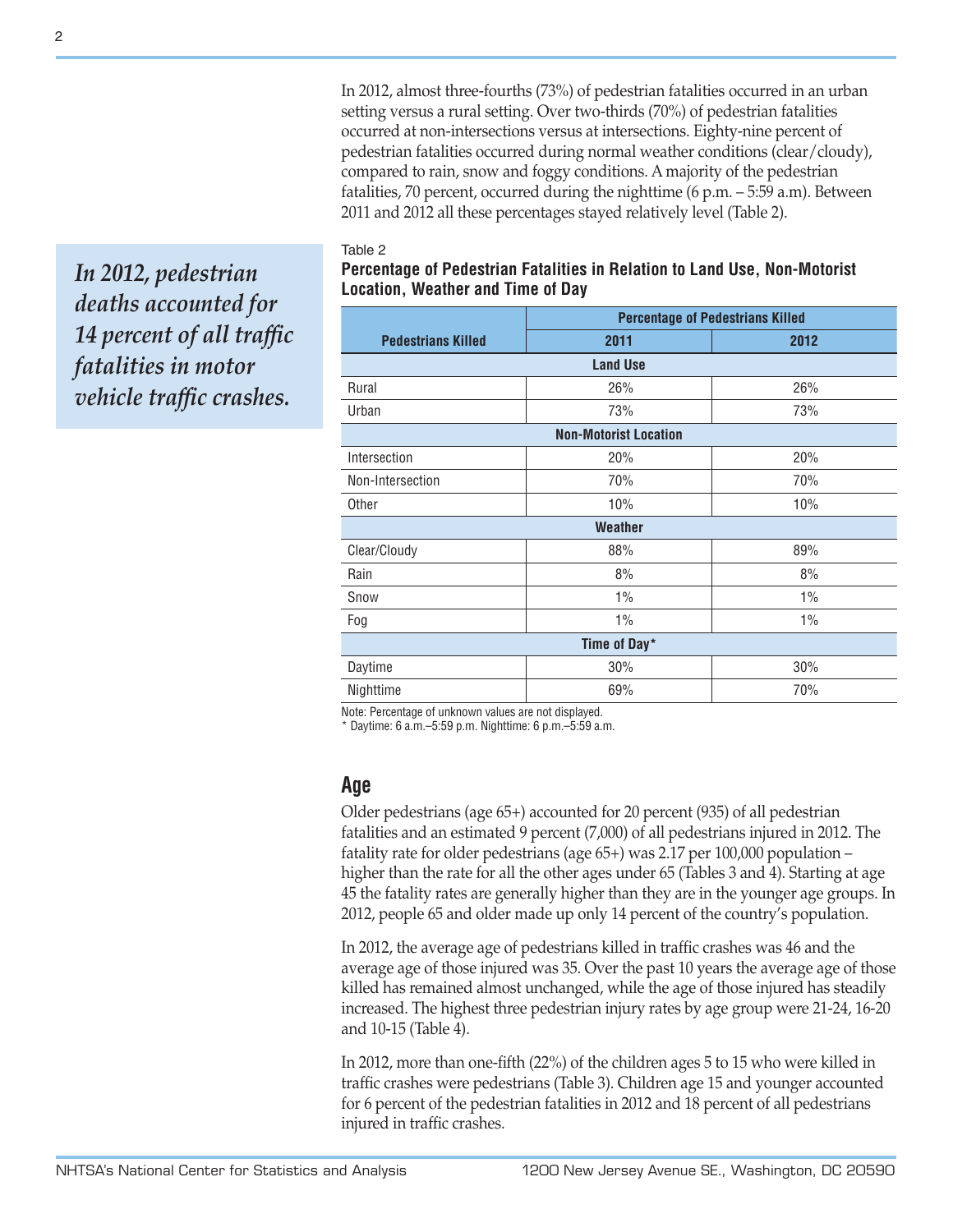In 2012, almost three-fourths (73%) of pedestrian fatalities occurred in an urban setting versus a rural setting. Over two-thirds (70%) of pedestrian fatalities occurred at non-intersections versus at intersections. Eighty-nine percent of pedestrian fatalities occurred during normal weather conditions (clear/cloudy), compared to rain, snow and foggy conditions. A majority of the pedestrian fatalities, 70 percent, occurred during the nighttime (6 p.m. – 5:59 a.m). Between 2011 and 2012 all these percentages stayed relatively level (Table 2).

*In 2012, pedestrian deaths accounted for 14 percent of all traffic fatalities in motor vehicle traffic crashes.*

Table 2

**Percentage of Pedestrian Fatalities in Relation to Land Use, Non-Motorist Location, Weather and Time of Day**

| Pedestrians Killed | Percentage of Pedestrians Killed | |
|---|---|---|
| | 2011 | 2012 |
| **Land Use** | | |
| Rural | 26% | 26% |
| Urban | 73% | 73% |
| **Non-Motorist Location** | | |
| Intersection | 20% | 20% |
| Non-Intersection | 70% | 70% |
| Other | 10% | 10% |
| **Weather** | | |
| Clear/Cloudy | 88% | 89% |
| Rain | 8% | 8% |
| Snow | 1% | 1% |
| Fog | 1% | 1% |
| **Time of Day*** | | |
| Daytime | 30% | 30% |
| Nighttime | 69% | 70% |

Note: Percentage of unknown values are not displayed.
* Daytime: 6 a.m.–5:59 p.m. Nighttime: 6 p.m.–5:59 a.m.

## Age

Older pedestrians (age 65+) accounted for 20 percent (935) of all pedestrian fatalities and an estimated 9 percent (7,000) of all pedestrians injured in 2012. The fatality rate for older pedestrians (age 65+) was 2.17 per 100,000 population – higher than the rate for all the other ages under 65 (Tables 3 and 4). Starting at age 45 the fatality rates are generally higher than they are in the younger age groups. In 2012, people 65 and older made up only 14 percent of the country's population.

In 2012, the average age of pedestrians killed in traffic crashes was 46 and the average age of those injured was 35. Over the past 10 years the average age of those killed has remained almost unchanged, while the age of those injured has steadily increased. The highest three pedestrian injury rates by age group were 21-24, 16-20 and 10-15 (Table 4).

In 2012, more than one-fifth (22%) of the children ages 5 to 15 who were killed in traffic crashes were pedestrians (Table 3). Children age 15 and younger accounted for 6 percent of the pedestrian fatalities in 2012 and 18 percent of all pedestrians injured in traffic crashes.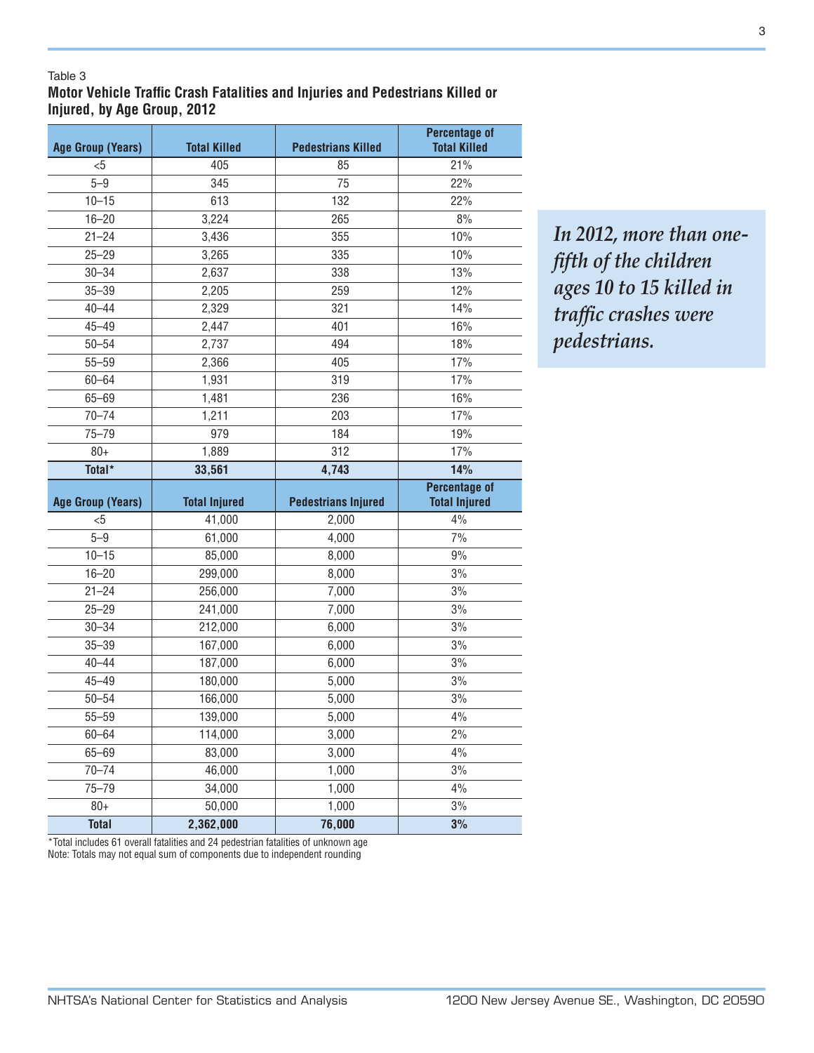Table 3
**Motor Vehicle Traffic Crash Fatalities and Injuries and Pedestrians Killed or Injured, by Age Group, 2012**

| Age Group (Years) | Total Killed | Pedestrians Killed | Percentage of Total Killed |
|---|---|---|---|
| <5 | 405 | 85 | 21% |
| 5–9 | 345 | 75 | 22% |
| 10–15 | 613 | 132 | 22% |
| 16–20 | 3,224 | 265 | 8% |
| 21–24 | 3,436 | 355 | 10% |
| 25–29 | 3,265 | 335 | 10% |
| 30–34 | 2,637 | 338 | 13% |
| 35–39 | 2,205 | 259 | 12% |
| 40–44 | 2,329 | 321 | 14% |
| 45–49 | 2,447 | 401 | 16% |
| 50–54 | 2,737 | 494 | 18% |
| 55–59 | 2,366 | 405 | 17% |
| 60–64 | 1,931 | 319 | 17% |
| 65–69 | 1,481 | 236 | 16% |
| 70–74 | 1,211 | 203 | 17% |
| 75–79 | 979 | 184 | 19% |
| 80+ | 1,889 | 312 | 17% |
| **Total*** | **33,561** | **4,743** | **14%** |
| **Age Group (Years)** | **Total Injured** | **Pedestrians Injured** | **Percentage of Total Injured** |
| <5 | 41,000 | 2,000 | 4% |
| 5–9 | 61,000 | 4,000 | 7% |
| 10–15 | 85,000 | 8,000 | 9% |
| 16–20 | 299,000 | 8,000 | 3% |
| 21–24 | 256,000 | 7,000 | 3% |
| 25–29 | 241,000 | 7,000 | 3% |
| 30–34 | 212,000 | 6,000 | 3% |
| 35–39 | 167,000 | 6,000 | 3% |
| 40–44 | 187,000 | 6,000 | 3% |
| 45–49 | 180,000 | 5,000 | 3% |
| 50–54 | 166,000 | 5,000 | 3% |
| 55–59 | 139,000 | 5,000 | 4% |
| 60–64 | 114,000 | 3,000 | 2% |
| 65–69 | 83,000 | 3,000 | 4% |
| 70–74 | 46,000 | 1,000 | 3% |
| 75–79 | 34,000 | 1,000 | 4% |
| 80+ | 50,000 | 1,000 | 3% |
| **Total** | **2,362,000** | **76,000** | **3%** |

*Total includes 61 overall fatalities and 24 pedestrian fatalities of unknown age
Note: Totals may not equal sum of components due to independent rounding

> ***In 2012, more than one-fifth of the children ages 10 to 15 killed in traffic crashes were pedestrians.***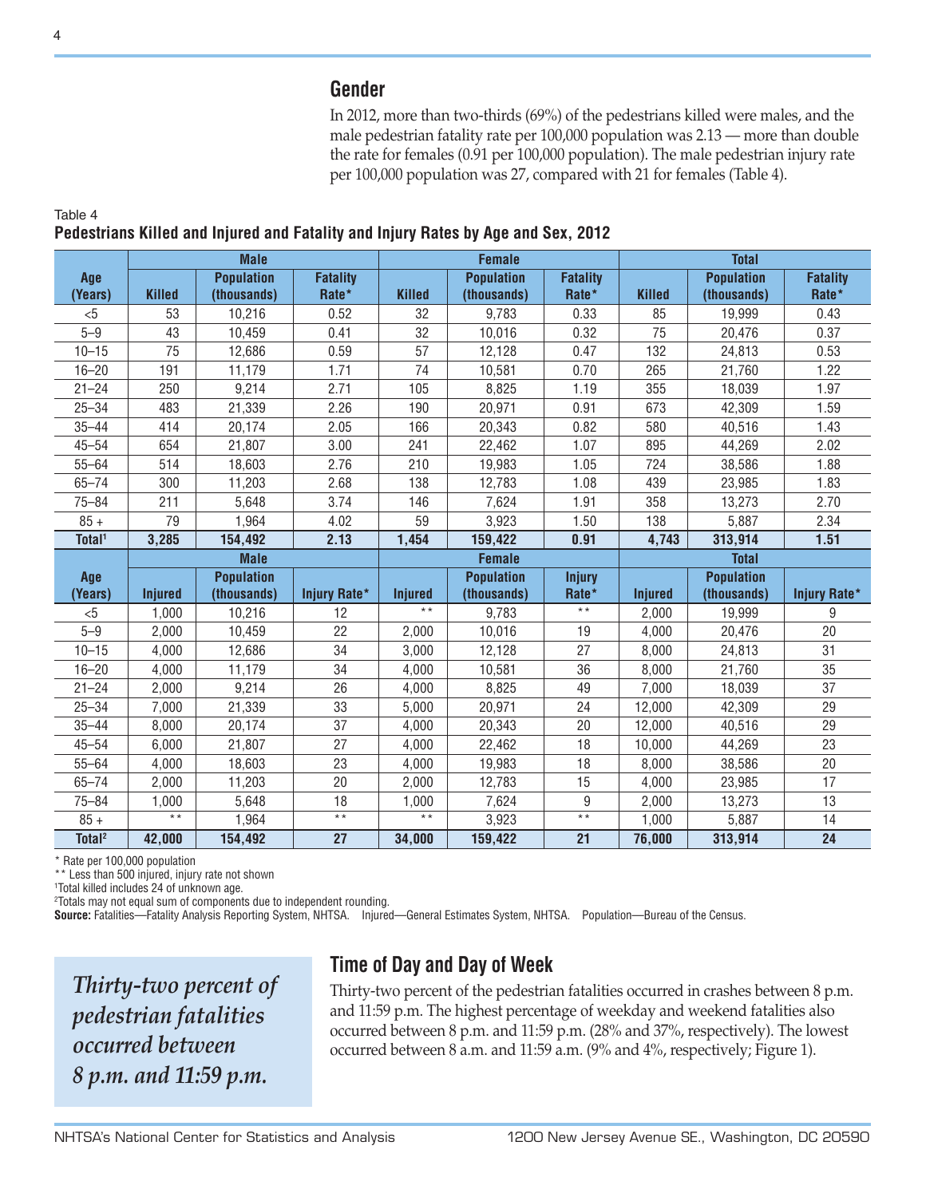## Gender

In 2012, more than two-thirds (69%) of the pedestrians killed were males, and the male pedestrian fatality rate per 100,000 population was 2.13 — more than double the rate for females (0.91 per 100,000 population). The male pedestrian injury rate per 100,000 population was 27, compared with 21 for females (Table 4).

Table 4
**Pedestrians Killed and Injured and Fatality and Injury Rates by Age and Sex, 2012**

| Age (Years) | Male | | | Female | | | Total | | |
|---|---|---|---|---|---|---|---|---|---|
| | Killed | Population (thousands) | Fatality Rate* | Killed | Population (thousands) | Fatality Rate* | Killed | Population (thousands) | Fatality Rate* |
| <5 | 53 | 10,216 | 0.52 | 32 | 9,783 | 0.33 | 85 | 19,999 | 0.43 |
| 5–9 | 43 | 10,459 | 0.41 | 32 | 10,016 | 0.32 | 75 | 20,476 | 0.37 |
| 10–15 | 75 | 12,686 | 0.59 | 57 | 12,128 | 0.47 | 132 | 24,813 | 0.53 |
| 16–20 | 191 | 11,179 | 1.71 | 74 | 10,581 | 0.70 | 265 | 21,760 | 1.22 |
| 21–24 | 250 | 9,214 | 2.71 | 105 | 8,825 | 1.19 | 355 | 18,039 | 1.97 |
| 25–34 | 483 | 21,339 | 2.26 | 190 | 20,971 | 0.91 | 673 | 42,309 | 1.59 |
| 35–44 | 414 | 20,174 | 2.05 | 166 | 20,343 | 0.82 | 580 | 40,516 | 1.43 |
| 45–54 | 654 | 21,807 | 3.00 | 241 | 22,462 | 1.07 | 895 | 44,269 | 2.02 |
| 55–64 | 514 | 18,603 | 2.76 | 210 | 19,983 | 1.05 | 724 | 38,586 | 1.88 |
| 65–74 | 300 | 11,203 | 2.68 | 138 | 12,783 | 1.08 | 439 | 23,985 | 1.83 |
| 75–84 | 211 | 5,648 | 3.74 | 146 | 7,624 | 1.91 | 358 | 13,273 | 2.70 |
| 85 + | 79 | 1,964 | 4.02 | 59 | 3,923 | 1.50 | 138 | 5,887 | 2.34 |
| **Total[1]** | **3,285** | **154,492** | **2.13** | **1,454** | **159,422** | **0.91** | **4,743** | **313,914** | **1.51** |
| | **Male** | | | **Female** | | | **Total** | | |
| **Age (Years)** | **Injured** | **Population (thousands)** | **Injury Rate*** | **Injured** | **Population (thousands)** | **Injury Rate*** | **Injured** | **Population (thousands)** | **Injury Rate*** |
| <5 | 1,000 | 10,216 | 12 | ** | 9,783 | ** | 2,000 | 19,999 | 9 |
| 5–9 | 2,000 | 10,459 | 22 | 2,000 | 10,016 | 19 | 4,000 | 20,476 | 20 |
| 10–15 | 4,000 | 12,686 | 34 | 3,000 | 12,128 | 27 | 8,000 | 24,813 | 31 |
| 16–20 | 4,000 | 11,179 | 34 | 4,000 | 10,581 | 36 | 8,000 | 21,760 | 35 |
| 21–24 | 2,000 | 9,214 | 26 | 4,000 | 8,825 | 49 | 7,000 | 18,039 | 37 |
| 25–34 | 7,000 | 21,339 | 33 | 5,000 | 20,971 | 24 | 12,000 | 42,309 | 29 |
| 35–44 | 8,000 | 20,174 | 37 | 4,000 | 20,343 | 20 | 12,000 | 40,516 | 29 |
| 45–54 | 6,000 | 21,807 | 27 | 4,000 | 22,462 | 18 | 10,000 | 44,269 | 23 |
| 55–64 | 4,000 | 18,603 | 23 | 4,000 | 19,983 | 18 | 8,000 | 38,586 | 20 |
| 65–74 | 2,000 | 11,203 | 20 | 2,000 | 12,783 | 15 | 4,000 | 23,985 | 17 |
| 75–84 | 1,000 | 5,648 | 18 | 1,000 | 7,624 | 9 | 2,000 | 13,273 | 13 |
| 85 + | ** | 1,964 | ** | ** | 3,923 | ** | 1,000 | 5,887 | 14 |
| **Total[2]** | **42,000** | **154,492** | **27** | **34,000** | **159,422** | **21** | **76,000** | **313,914** | **24** |

* Rate per 100,000 population
** Less than 500 injured, injury rate not shown
[1]Total killed includes 24 of unknown age.
[2]Totals may not equal sum of components due to independent rounding.
**Source:** Fatalities—Fatality Analysis Reporting System, NHTSA. Injured—General Estimates System, NHTSA. Population—Bureau of the Census.

## Time of Day and Day of Week

*Thirty-two percent of pedestrian fatalities occurred between 8 p.m. and 11:59 p.m.*

Thirty-two percent of the pedestrian fatalities occurred in crashes between 8 p.m. and 11:59 p.m. The highest percentage of weekday and weekend fatalities also occurred between 8 p.m. and 11:59 p.m. (28% and 37%, respectively). The lowest occurred between 8 a.m. and 11:59 a.m. (9% and 4%, respectively; Figure 1).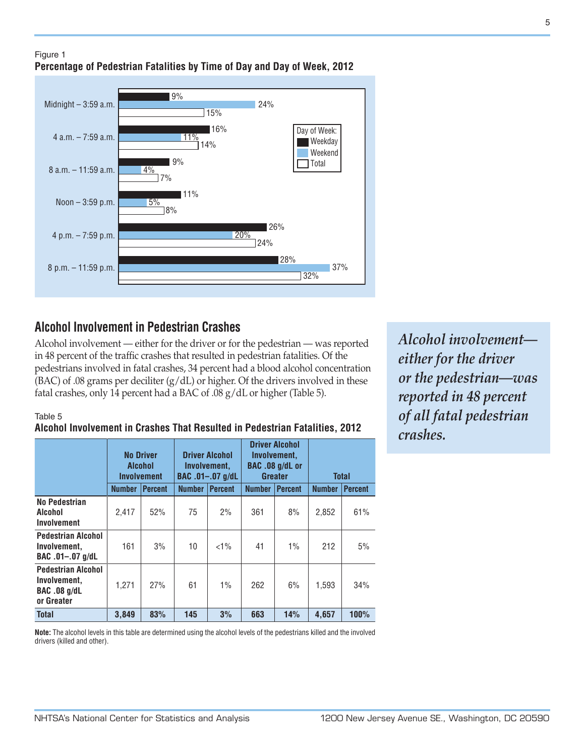Figure 1
**Percentage of Pedestrian Fatalities by Time of Day and Day of Week, 2012**

| Time of Day | Weekday | Weekend | Total |
|---|---|---|---|
| Midnight – 3:59 a.m. | 9% | 24% | 15% |
| 4 a.m. – 7:59 a.m. | 16% | 11% | 14% |
| 8 a.m. – 11:59 a.m. | 9% | 4% | 7% |
| Noon – 3:59 p.m. | 11% | 5% | 8% |
| 4 p.m. – 7:59 p.m. | 26% | 20% | 24% |
| 8 p.m. – 11:59 p.m. | 28% | 37% | 32% |

## Alcohol Involvement in Pedestrian Crashes

Alcohol involvement — either for the driver or for the pedestrian — was reported in 48 percent of the traffic crashes that resulted in pedestrian fatalities. Of the pedestrians involved in fatal crashes, 34 percent had a blood alcohol concentration (BAC) of .08 grams per deciliter (g/dL) or higher. Of the drivers involved in these fatal crashes, only 14 percent had a BAC of .08 g/dL or higher (Table 5).

*Alcohol involvement—either for the driver or the pedestrian—was reported in 48 percent of all fatal pedestrian crashes.*

Table 5
**Alcohol Involvement in Crashes That Resulted in Pedestrian Fatalities, 2012**

| | No Driver Alcohol Involvement | | Driver Alcohol Involvement, BAC .01–.07 g/dL | | Driver Alcohol Involvement, BAC .08 g/dL or Greater | | Total | |
|---|---|---|---|---|---|---|---|---|
| | Number | Percent | Number | Percent | Number | Percent | Number | Percent |
| **No Pedestrian Alcohol Involvement** | 2,417 | 52% | 75 | 2% | 361 | 8% | 2,852 | 61% |
| **Pedestrian Alcohol Involvement, BAC .01–.07 g/dL** | 161 | 3% | 10 | <1% | 41 | 1% | 212 | 5% |
| **Pedestrian Alcohol Involvement, BAC .08 g/dL or Greater** | 1,271 | 27% | 61 | 1% | 262 | 6% | 1,593 | 34% |
| **Total** | **3,849** | **83%** | **145** | **3%** | **663** | **14%** | **4,657** | **100%** |

**Note:** The alcohol levels in this table are determined using the alcohol levels of the pedestrians killed and the involved drivers (killed and other).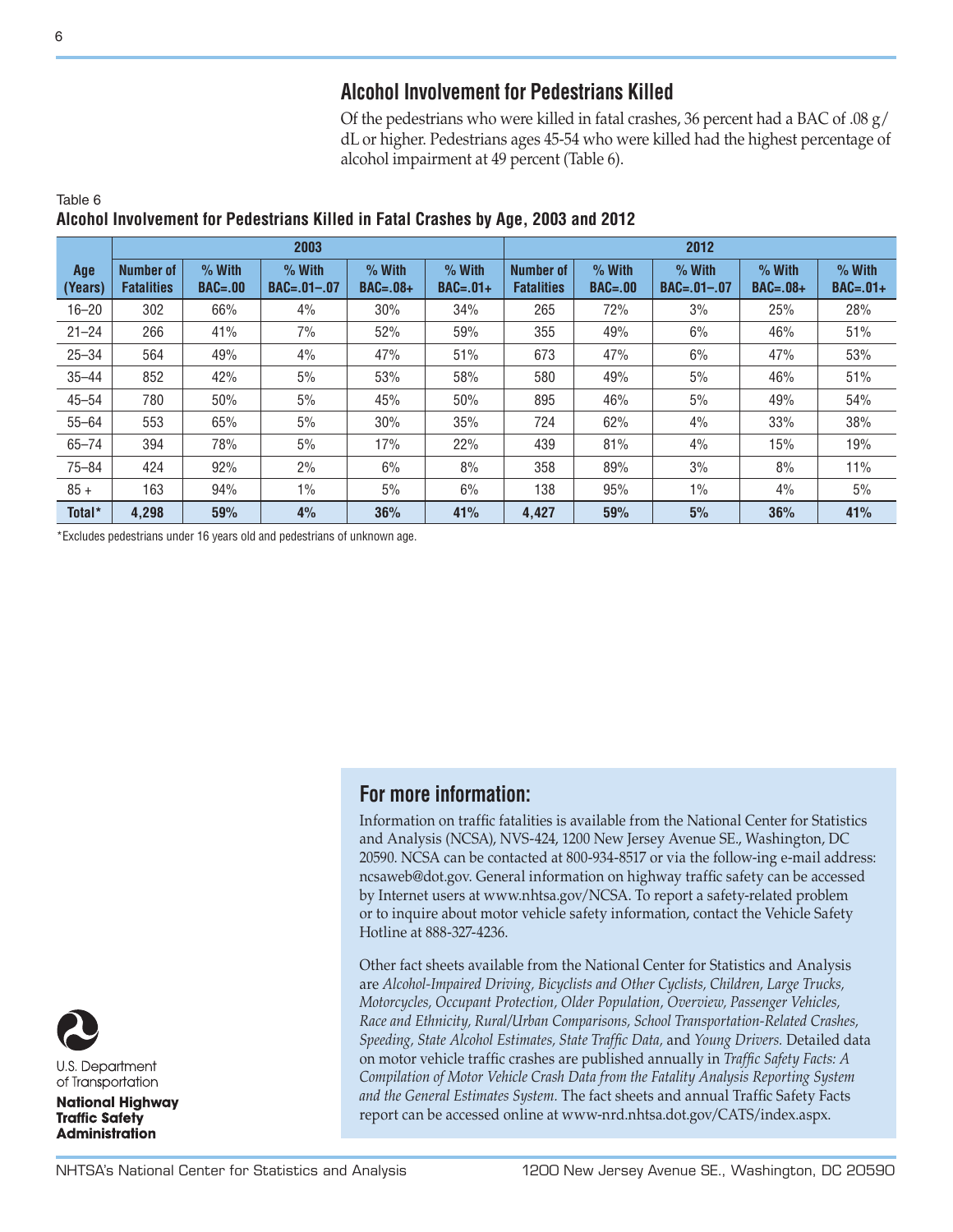## Alcohol Involvement for Pedestrians Killed

Of the pedestrians who were killed in fatal crashes, 36 percent had a BAC of .08 g/dL or higher. Pedestrians ages 45-54 who were killed had the highest percentage of alcohol impairment at 49 percent (Table 6).

Table 6
**Alcohol Involvement for Pedestrians Killed in Fatal Crashes by Age, 2003 and 2012**

| Age (Years) | 2003 | | | | | 2012 | | | | |
|---|---|---|---|---|---|---|---|---|---|---|
| | Number of Fatalities | % With BAC=.00 | % With BAC=.01–.07 | % With BAC=.08+ | % With BAC=.01+ | Number of Fatalities | % With BAC=.00 | % With BAC=.01–.07 | % With BAC=.08+ | % With BAC=.01+ |
| 16–20 | 302 | 66% | 4% | 30% | 34% | 265 | 72% | 3% | 25% | 28% |
| 21–24 | 266 | 41% | 7% | 52% | 59% | 355 | 49% | 6% | 46% | 51% |
| 25–34 | 564 | 49% | 4% | 47% | 51% | 673 | 47% | 6% | 47% | 53% |
| 35–44 | 852 | 42% | 5% | 53% | 58% | 580 | 49% | 5% | 46% | 51% |
| 45–54 | 780 | 50% | 5% | 45% | 50% | 895 | 46% | 5% | 49% | 54% |
| 55–64 | 553 | 65% | 5% | 30% | 35% | 724 | 62% | 4% | 33% | 38% |
| 65–74 | 394 | 78% | 5% | 17% | 22% | 439 | 81% | 4% | 15% | 19% |
| 75–84 | 424 | 92% | 2% | 6% | 8% | 358 | 89% | 3% | 8% | 11% |
| 85 + | 163 | 94% | 1% | 5% | 6% | 138 | 95% | 1% | 4% | 5% |
| **Total*** | **4,298** | **59%** | **4%** | **36%** | **41%** | **4,427** | **59%** | **5%** | **36%** | **41%** |

*Excludes pedestrians under 16 years old and pedestrians of unknown age.

## For more information:

Information on traffic fatalities is available from the National Center for Statistics and Analysis (NCSA), NVS-424, 1200 New Jersey Avenue SE., Washington, DC 20590. NCSA can be contacted at 800-934-8517 or via the follow-ing e-mail address: ncsaweb@dot.gov. General information on highway traffic safety can be accessed by Internet users at www.nhtsa.gov/NCSA. To report a safety-related problem or to inquire about motor vehicle safety information, contact the Vehicle Safety Hotline at 888-327-4236.

Other fact sheets available from the National Center for Statistics and Analysis are *Alcohol-Impaired Driving, Bicyclists and Other Cyclists, Children, Large Trucks, Motorcycles, Occupant Protection, Older Population, Overview, Passenger Vehicles, Race and Ethnicity, Rural/Urban Comparisons, School Transportation-Related Crashes, Speeding, State Alcohol Estimates, State Traffic Data,* and *Young Drivers.* Detailed data on motor vehicle traffic crashes are published annually in *Traffic Safety Facts: A Compilation of Motor Vehicle Crash Data from the Fatality Analysis Reporting System and the General Estimates System.* The fact sheets and annual Traffic Safety Facts report can be accessed online at www-nrd.nhtsa.dot.gov/CATS/index.aspx.

U.S. Department of Transportation

**National Highway Traffic Safety Administration**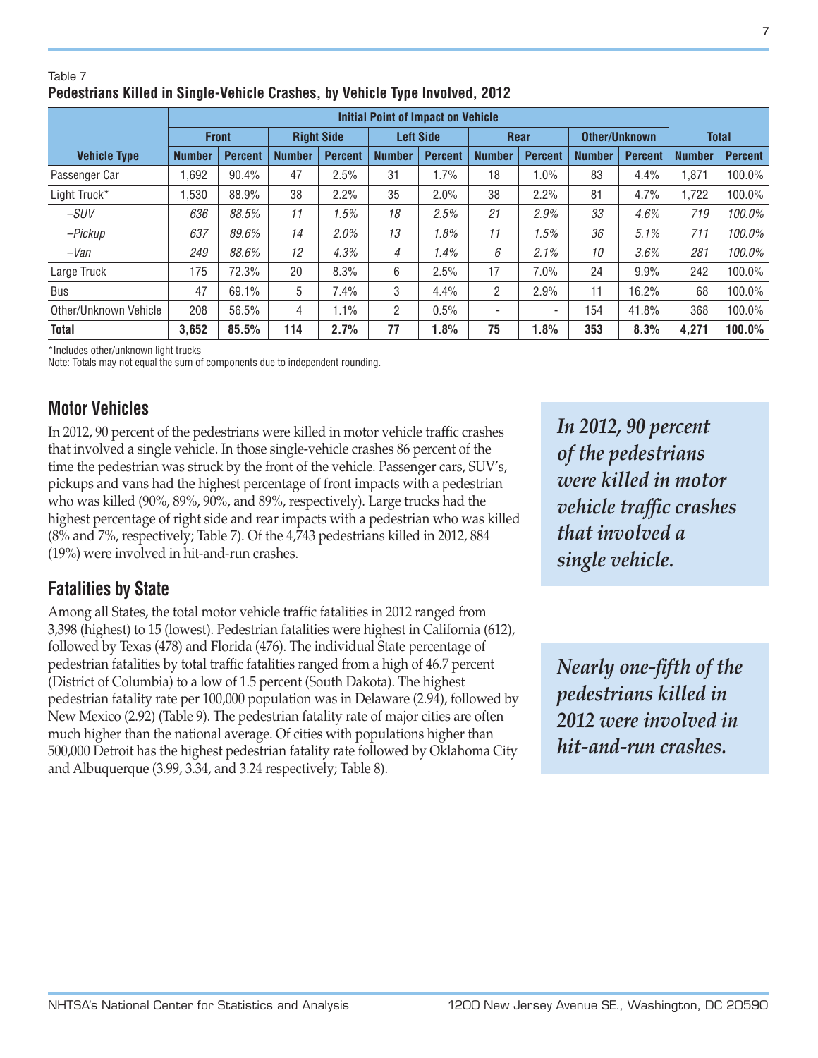Table 7
**Pedestrians Killed in Single-Vehicle Crashes, by Vehicle Type Involved, 2012**

| | Initial Point of Impact on Vehicle | | | | | | | | | | | |
|---|---|---|---|---|---|---|---|---|---|---|---|---|
| | Front | | Right Side | | Left Side | | Rear | | Other/Unknown | | Total | |
| **Vehicle Type** | **Number** | **Percent** | **Number** | **Percent** | **Number** | **Percent** | **Number** | **Percent** | **Number** | **Percent** | **Number** | **Percent** |
| Passenger Car | 1,692 | 90.4% | 47 | 2.5% | 31 | 1.7% | 18 | 1.0% | 83 | 4.4% | 1,871 | 100.0% |
| Light Truck* | 1,530 | 88.9% | 38 | 2.2% | 35 | 2.0% | 38 | 2.2% | 81 | 4.7% | 1,722 | 100.0% |
| *–SUV* | *636* | *88.5%* | *11* | *1.5%* | *18* | *2.5%* | *21* | *2.9%* | *33* | *4.6%* | *719* | *100.0%* |
| *–Pickup* | *637* | *89.6%* | *14* | *2.0%* | *13* | *1.8%* | *11* | *1.5%* | *36* | *5.1%* | *711* | *100.0%* |
| *–Van* | *249* | *88.6%* | *12* | *4.3%* | *4* | *1.4%* | *6* | *2.1%* | *10* | *3.6%* | *281* | *100.0%* |
| Large Truck | 175 | 72.3% | 20 | 8.3% | 6 | 2.5% | 17 | 7.0% | 24 | 9.9% | 242 | 100.0% |
| Bus | 47 | 69.1% | 5 | 7.4% | 3 | 4.4% | 2 | 2.9% | 11 | 16.2% | 68 | 100.0% |
| Other/Unknown Vehicle | 208 | 56.5% | 4 | 1.1% | 2 | 0.5% | - | - | 154 | 41.8% | 368 | 100.0% |
| **Total** | **3,652** | **85.5%** | **114** | **2.7%** | **77** | **1.8%** | **75** | **1.8%** | **353** | **8.3%** | **4,271** | **100.0%** |

*Includes other/unknown light trucks
Note: Totals may not equal the sum of components due to independent rounding.

## Motor Vehicles

In 2012, 90 percent of the pedestrians were killed in motor vehicle traffic crashes that involved a single vehicle. In those single-vehicle crashes 86 percent of the time the pedestrian was struck by the front of the vehicle. Passenger cars, SUV's, pickups and vans had the highest percentage of front impacts with a pedestrian who was killed (90%, 89%, 90%, and 89%, respectively). Large trucks had the highest percentage of right side and rear impacts with a pedestrian who was killed (8% and 7%, respectively; Table 7). Of the 4,743 pedestrians killed in 2012, 884 (19%) were involved in hit-and-run crashes.

***In 2012, 90 percent of the pedestrians were killed in motor vehicle traffic crashes that involved a single vehicle.***

## Fatalities by State

Among all States, the total motor vehicle traffic fatalities in 2012 ranged from 3,398 (highest) to 15 (lowest). Pedestrian fatalities were highest in California (612), followed by Texas (478) and Florida (476). The individual State percentage of pedestrian fatalities by total traffic fatalities ranged from a high of 46.7 percent (District of Columbia) to a low of 1.5 percent (South Dakota). The highest pedestrian fatality rate per 100,000 population was in Delaware (2.94), followed by New Mexico (2.92) (Table 9). The pedestrian fatality rate of major cities are often much higher than the national average. Of cities with populations higher than 500,000 Detroit has the highest pedestrian fatality rate followed by Oklahoma City and Albuquerque (3.99, 3.34, and 3.24 respectively; Table 8).

***Nearly one-fifth of the pedestrians killed in 2012 were involved in hit-and-run crashes.***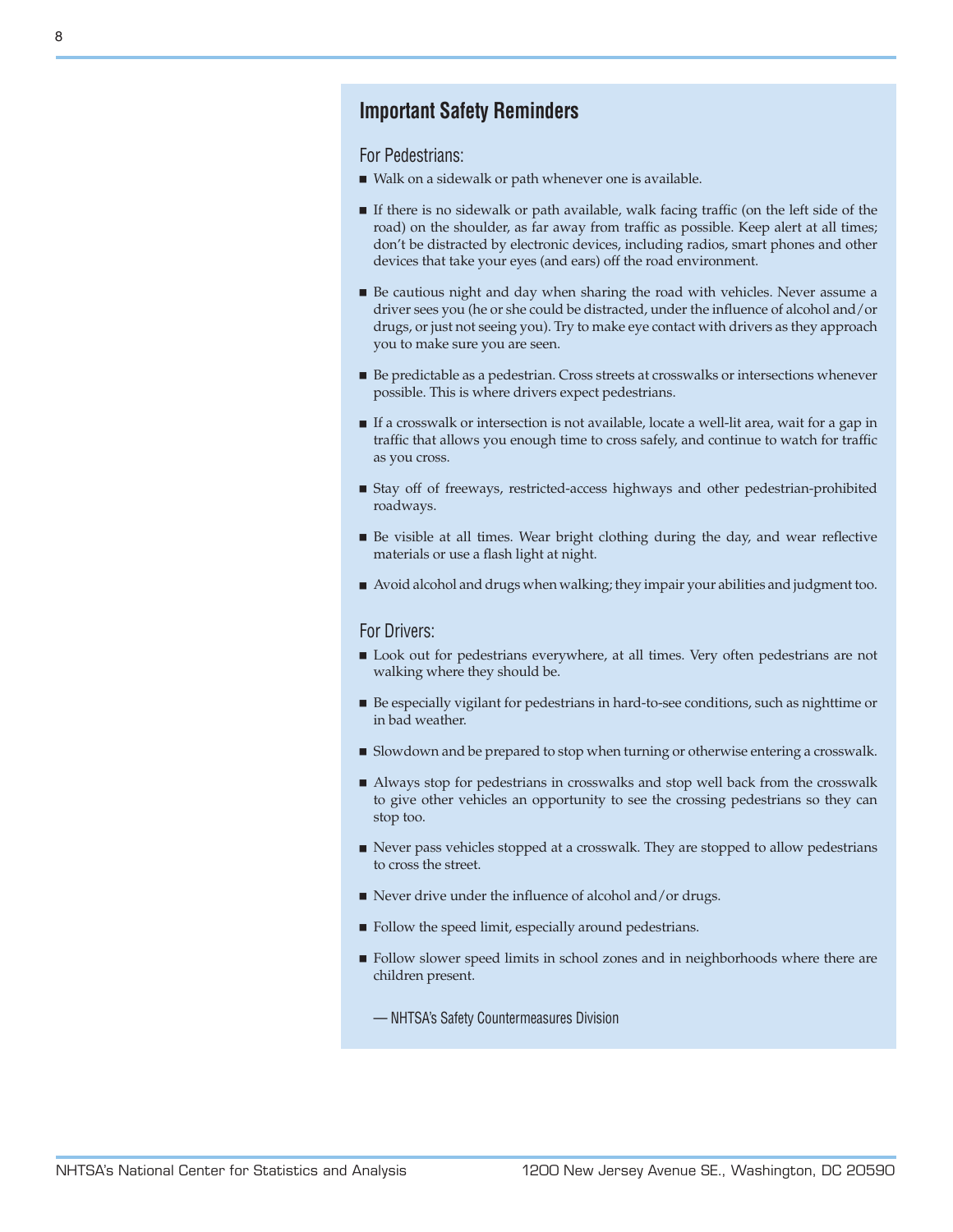## Important Safety Reminders

### For Pedestrians:

- Walk on a sidewalk or path whenever one is available.
- If there is no sidewalk or path available, walk facing traffic (on the left side of the road) on the shoulder, as far away from traffic as possible. Keep alert at all times; don't be distracted by electronic devices, including radios, smart phones and other devices that take your eyes (and ears) off the road environment.
- Be cautious night and day when sharing the road with vehicles. Never assume a driver sees you (he or she could be distracted, under the influence of alcohol and/or drugs, or just not seeing you). Try to make eye contact with drivers as they approach you to make sure you are seen.
- Be predictable as a pedestrian. Cross streets at crosswalks or intersections whenever possible. This is where drivers expect pedestrians.
- If a crosswalk or intersection is not available, locate a well-lit area, wait for a gap in traffic that allows you enough time to cross safely, and continue to watch for traffic as you cross.
- Stay off of freeways, restricted-access highways and other pedestrian-prohibited roadways.
- Be visible at all times. Wear bright clothing during the day, and wear reflective materials or use a flash light at night.
- Avoid alcohol and drugs when walking; they impair your abilities and judgment too.

### For Drivers:

- Look out for pedestrians everywhere, at all times. Very often pedestrians are not walking where they should be.
- Be especially vigilant for pedestrians in hard-to-see conditions, such as nighttime or in bad weather.
- Slowdown and be prepared to stop when turning or otherwise entering a crosswalk.
- Always stop for pedestrians in crosswalks and stop well back from the crosswalk to give other vehicles an opportunity to see the crossing pedestrians so they can stop too.
- Never pass vehicles stopped at a crosswalk. They are stopped to allow pedestrians to cross the street.
- Never drive under the influence of alcohol and/or drugs.
- Follow the speed limit, especially around pedestrians.
- Follow slower speed limits in school zones and in neighborhoods where there are children present.

— NHTSA's Safety Countermeasures Division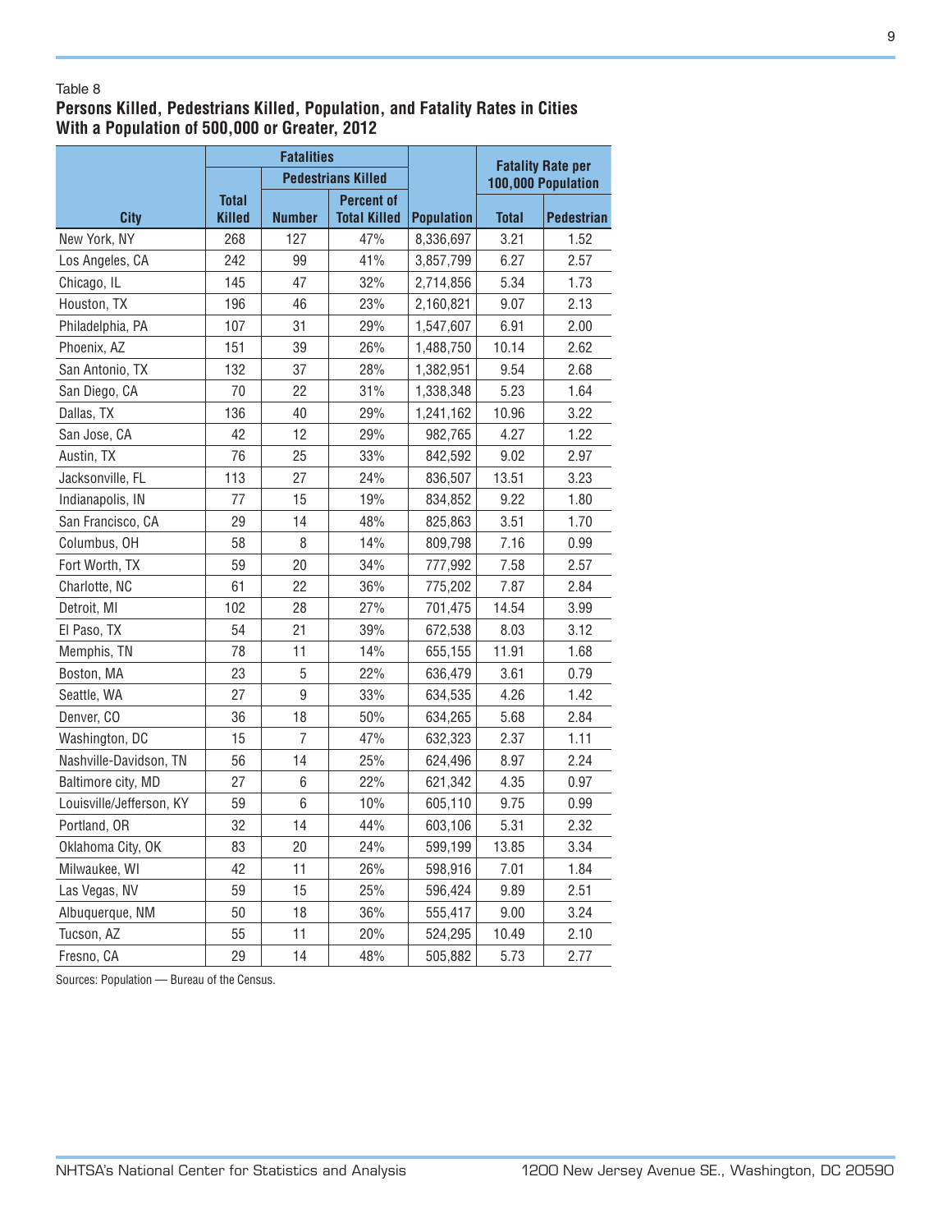Table 8

**Persons Killed, Pedestrians Killed, Population, and Fatality Rates in Cities With a Population of 500,000 or Greater, 2012**

| | Fatalities | | | | Fatality Rate per 100,000 Population | |
|---|---|---|---|---|---|---|
| | | Pedestrians Killed | | | | |
| City | Total Killed | Number | Percent of Total Killed | Population | Total | Pedestrian |
| New York, NY | 268 | 127 | 47% | 8,336,697 | 3.21 | 1.52 |
| Los Angeles, CA | 242 | 99 | 41% | 3,857,799 | 6.27 | 2.57 |
| Chicago, IL | 145 | 47 | 32% | 2,714,856 | 5.34 | 1.73 |
| Houston, TX | 196 | 46 | 23% | 2,160,821 | 9.07 | 2.13 |
| Philadelphia, PA | 107 | 31 | 29% | 1,547,607 | 6.91 | 2.00 |
| Phoenix, AZ | 151 | 39 | 26% | 1,488,750 | 10.14 | 2.62 |
| San Antonio, TX | 132 | 37 | 28% | 1,382,951 | 9.54 | 2.68 |
| San Diego, CA | 70 | 22 | 31% | 1,338,348 | 5.23 | 1.64 |
| Dallas, TX | 136 | 40 | 29% | 1,241,162 | 10.96 | 3.22 |
| San Jose, CA | 42 | 12 | 29% | 982,765 | 4.27 | 1.22 |
| Austin, TX | 76 | 25 | 33% | 842,592 | 9.02 | 2.97 |
| Jacksonville, FL | 113 | 27 | 24% | 836,507 | 13.51 | 3.23 |
| Indianapolis, IN | 77 | 15 | 19% | 834,852 | 9.22 | 1.80 |
| San Francisco, CA | 29 | 14 | 48% | 825,863 | 3.51 | 1.70 |
| Columbus, OH | 58 | 8 | 14% | 809,798 | 7.16 | 0.99 |
| Fort Worth, TX | 59 | 20 | 34% | 777,992 | 7.58 | 2.57 |
| Charlotte, NC | 61 | 22 | 36% | 775,202 | 7.87 | 2.84 |
| Detroit, MI | 102 | 28 | 27% | 701,475 | 14.54 | 3.99 |
| El Paso, TX | 54 | 21 | 39% | 672,538 | 8.03 | 3.12 |
| Memphis, TN | 78 | 11 | 14% | 655,155 | 11.91 | 1.68 |
| Boston, MA | 23 | 5 | 22% | 636,479 | 3.61 | 0.79 |
| Seattle, WA | 27 | 9 | 33% | 634,535 | 4.26 | 1.42 |
| Denver, CO | 36 | 18 | 50% | 634,265 | 5.68 | 2.84 |
| Washington, DC | 15 | 7 | 47% | 632,323 | 2.37 | 1.11 |
| Nashville-Davidson, TN | 56 | 14 | 25% | 624,496 | 8.97 | 2.24 |
| Baltimore city, MD | 27 | 6 | 22% | 621,342 | 4.35 | 0.97 |
| Louisville/Jefferson, KY | 59 | 6 | 10% | 605,110 | 9.75 | 0.99 |
| Portland, OR | 32 | 14 | 44% | 603,106 | 5.31 | 2.32 |
| Oklahoma City, OK | 83 | 20 | 24% | 599,199 | 13.85 | 3.34 |
| Milwaukee, WI | 42 | 11 | 26% | 598,916 | 7.01 | 1.84 |
| Las Vegas, NV | 59 | 15 | 25% | 596,424 | 9.89 | 2.51 |
| Albuquerque, NM | 50 | 18 | 36% | 555,417 | 9.00 | 3.24 |
| Tucson, AZ | 55 | 11 | 20% | 524,295 | 10.49 | 2.10 |
| Fresno, CA | 29 | 14 | 48% | 505,882 | 5.73 | 2.77 |

Sources: Population — Bureau of the Census.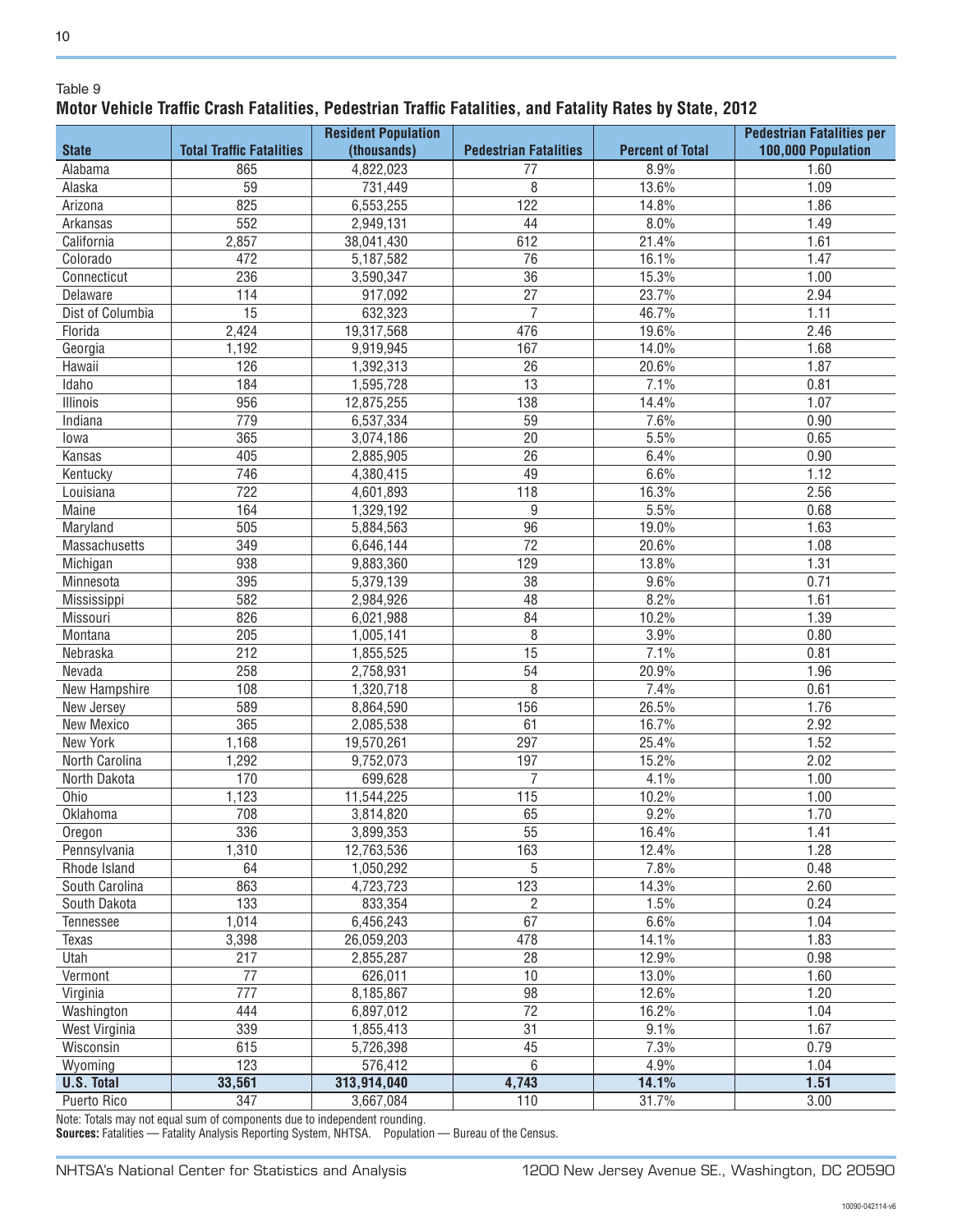Table 9

**Motor Vehicle Traffic Crash Fatalities, Pedestrian Traffic Fatalities, and Fatality Rates by State, 2012**

| State | Total Traffic Fatalities | Resident Population (thousands) | Pedestrian Fatalities | Percent of Total | Pedestrian Fatalities per 100,000 Population |
|---|---|---|---|---|---|
| Alabama | 865 | 4,822,023 | 77 | 8.9% | 1.60 |
| Alaska | 59 | 731,449 | 8 | 13.6% | 1.09 |
| Arizona | 825 | 6,553,255 | 122 | 14.8% | 1.86 |
| Arkansas | 552 | 2,949,131 | 44 | 8.0% | 1.49 |
| California | 2,857 | 38,041,430 | 612 | 21.4% | 1.61 |
| Colorado | 472 | 5,187,582 | 76 | 16.1% | 1.47 |
| Connecticut | 236 | 3,590,347 | 36 | 15.3% | 1.00 |
| Delaware | 114 | 917,092 | 27 | 23.7% | 2.94 |
| Dist of Columbia | 15 | 632,323 | 7 | 46.7% | 1.11 |
| Florida | 2,424 | 19,317,568 | 476 | 19.6% | 2.46 |
| Georgia | 1,192 | 9,919,945 | 167 | 14.0% | 1.68 |
| Hawaii | 126 | 1,392,313 | 26 | 20.6% | 1.87 |
| Idaho | 184 | 1,595,728 | 13 | 7.1% | 0.81 |
| Illinois | 956 | 12,875,255 | 138 | 14.4% | 1.07 |
| Indiana | 779 | 6,537,334 | 59 | 7.6% | 0.90 |
| Iowa | 365 | 3,074,186 | 20 | 5.5% | 0.65 |
| Kansas | 405 | 2,885,905 | 26 | 6.4% | 0.90 |
| Kentucky | 746 | 4,380,415 | 49 | 6.6% | 1.12 |
| Louisiana | 722 | 4,601,893 | 118 | 16.3% | 2.56 |
| Maine | 164 | 1,329,192 | 9 | 5.5% | 0.68 |
| Maryland | 505 | 5,884,563 | 96 | 19.0% | 1.63 |
| Massachusetts | 349 | 6,646,144 | 72 | 20.6% | 1.08 |
| Michigan | 938 | 9,883,360 | 129 | 13.8% | 1.31 |
| Minnesota | 395 | 5,379,139 | 38 | 9.6% | 0.71 |
| Mississippi | 582 | 2,984,926 | 48 | 8.2% | 1.61 |
| Missouri | 826 | 6,021,988 | 84 | 10.2% | 1.39 |
| Montana | 205 | 1,005,141 | 8 | 3.9% | 0.80 |
| Nebraska | 212 | 1,855,525 | 15 | 7.1% | 0.81 |
| Nevada | 258 | 2,758,931 | 54 | 20.9% | 1.96 |
| New Hampshire | 108 | 1,320,718 | 8 | 7.4% | 0.61 |
| New Jersey | 589 | 8,864,590 | 156 | 26.5% | 1.76 |
| New Mexico | 365 | 2,085,538 | 61 | 16.7% | 2.92 |
| New York | 1,168 | 19,570,261 | 297 | 25.4% | 1.52 |
| North Carolina | 1,292 | 9,752,073 | 197 | 15.2% | 2.02 |
| North Dakota | 170 | 699,628 | 7 | 4.1% | 1.00 |
| Ohio | 1,123 | 11,544,225 | 115 | 10.2% | 1.00 |
| Oklahoma | 708 | 3,814,820 | 65 | 9.2% | 1.70 |
| Oregon | 336 | 3,899,353 | 55 | 16.4% | 1.41 |
| Pennsylvania | 1,310 | 12,763,536 | 163 | 12.4% | 1.28 |
| Rhode Island | 64 | 1,050,292 | 5 | 7.8% | 0.48 |
| South Carolina | 863 | 4,723,723 | 123 | 14.3% | 2.60 |
| South Dakota | 133 | 833,354 | 2 | 1.5% | 0.24 |
| Tennessee | 1,014 | 6,456,243 | 67 | 6.6% | 1.04 |
| Texas | 3,398 | 26,059,203 | 478 | 14.1% | 1.83 |
| Utah | 217 | 2,855,287 | 28 | 12.9% | 0.98 |
| Vermont | 77 | 626,011 | 10 | 13.0% | 1.60 |
| Virginia | 777 | 8,185,867 | 98 | 12.6% | 1.20 |
| Washington | 444 | 6,897,012 | 72 | 16.2% | 1.04 |
| West Virginia | 339 | 1,855,413 | 31 | 9.1% | 1.67 |
| Wisconsin | 615 | 5,726,398 | 45 | 7.3% | 0.79 |
| Wyoming | 123 | 576,412 | 6 | 4.9% | 1.04 |
| **U.S. Total** | **33,561** | **313,914,040** | **4,743** | **14.1%** | **1.51** |
| Puerto Rico | 347 | 3,667,084 | 110 | 31.7% | 3.00 |

Note: Totals may not equal sum of components due to independent rounding.

**Sources:** Fatalities — Fatality Analysis Reporting System, NHTSA. Population — Bureau of the Census.

NHTSA's National Center for Statistics and Analysis 1200 New Jersey Avenue SE., Washington, DC 20590

10090-042114-v6